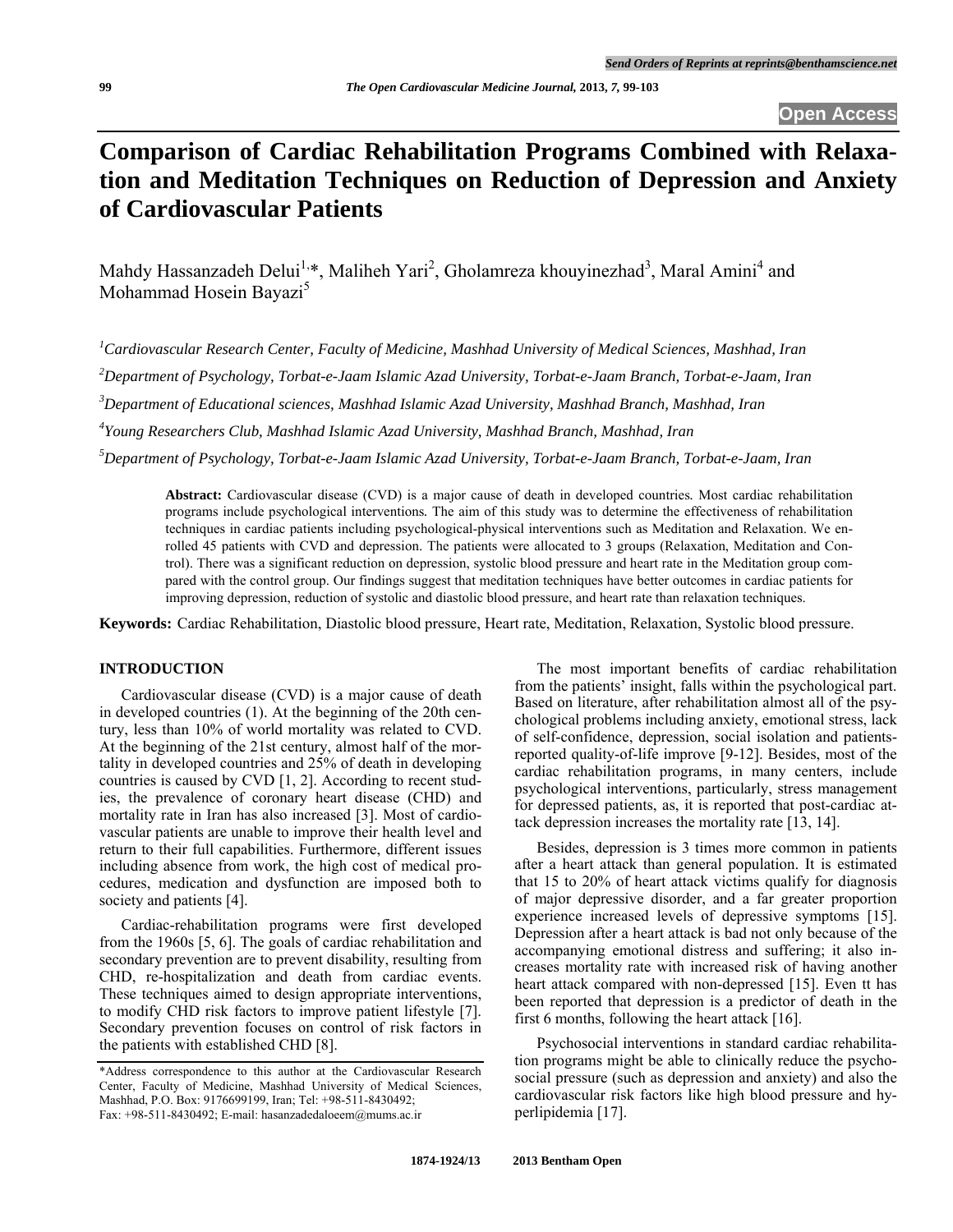# Comparison of Cardiac Rehabilitation Programs Combined with Relaxation and Meditation Techniques on Reduction of Depression and Anxiety of Cardiovascular Patients

Mahdy Hassanzadeh Delui[1,*], Maliheh Yari[2], Gholamreza khouyinezhad[3], Maral Amini[4] and Mohammad Hosein Bayazi[5]

[1]*Cardiovascular Research Center, Faculty of Medicine, Mashhad University of Medical Sciences, Mashhad, Iran*

[2]*Department of Psychology, Torbat-e-Jaam Islamic Azad University, Torbat-e-Jaam Branch, Torbat-e-Jaam, Iran*

[3]*Department of Educational sciences, Mashhad Islamic Azad University, Mashhad Branch, Mashhad, Iran*

[4]*Young Researchers Club, Mashhad Islamic Azad University, Mashhad Branch, Mashhad, Iran*

[5]*Department of Psychology, Torbat-e-Jaam Islamic Azad University, Torbat-e-Jaam Branch, Torbat-e-Jaam, Iran*

**Abstract:** Cardiovascular disease (CVD) is a major cause of death in developed countries. Most cardiac rehabilitation programs include psychological interventions. The aim of this study was to determine the effectiveness of rehabilitation techniques in cardiac patients including psychological-physical interventions such as Meditation and Relaxation. We enrolled 45 patients with CVD and depression. The patients were allocated to 3 groups (Relaxation, Meditation and Control). There was a significant reduction on depression, systolic blood pressure and heart rate in the Meditation group compared with the control group. Our findings suggest that meditation techniques have better outcomes in cardiac patients for improving depression, reduction of systolic and diastolic blood pressure, and heart rate than relaxation techniques.

**Keywords:** Cardiac Rehabilitation, Diastolic blood pressure, Heart rate, Meditation, Relaxation, Systolic blood pressure.

## INTRODUCTION

Cardiovascular disease (CVD) is a major cause of death in developed countries (1). At the beginning of the 20th century, less than 10% of world mortality was related to CVD. At the beginning of the 21st century, almost half of the mortality in developed countries and 25% of death in developing countries is caused by CVD [1, 2]. According to recent studies, the prevalence of coronary heart disease (CHD) and mortality rate in Iran has also increased [3]. Most of cardiovascular patients are unable to improve their health level and return to their full capabilities. Furthermore, different issues including absence from work, the high cost of medical procedures, medication and dysfunction are imposed both to society and patients [4].

Cardiac-rehabilitation programs were first developed from the 1960s [5, 6]. The goals of cardiac rehabilitation and secondary prevention are to prevent disability, resulting from CHD, re-hospitalization and death from cardiac events. These techniques aimed to design appropriate interventions, to modify CHD risk factors to improve patient lifestyle [7]. Secondary prevention focuses on control of risk factors in the patients with established CHD [8].

The most important benefits of cardiac rehabilitation from the patients' insight, falls within the psychological part. Based on literature, after rehabilitation almost all of the psychological problems including anxiety, emotional stress, lack of self-confidence, depression, social isolation and patients-reported quality-of-life improve [9-12]. Besides, most of the cardiac rehabilitation programs, in many centers, include psychological interventions, particularly, stress management for depressed patients, as, it is reported that post-cardiac attack depression increases the mortality rate [13, 14].

Besides, depression is 3 times more common in patients after a heart attack than general population. It is estimated that 15 to 20% of heart attack victims qualify for diagnosis of major depressive disorder, and a far greater proportion experience increased levels of depressive symptoms [15]. Depression after a heart attack is bad not only because of the accompanying emotional distress and suffering; it also increases mortality rate with increased risk of having another heart attack compared with non-depressed [15]. Even tt has been reported that depression is a predictor of death in the first 6 months, following the heart attack [16].

Psychosocial interventions in standard cardiac rehabilitation programs might be able to clinically reduce the psychosocial pressure (such as depression and anxiety) and also the cardiovascular risk factors like high blood pressure and hyperlipidemia [17].

*Address correspondence to this author at the Cardiovascular Research Center, Faculty of Medicine, Mashhad University of Medical Sciences, Mashhad, P.O. Box: 9176699199, Iran; Tel: +98-511-8430492; Fax: +98-511-8430492; E-mail: hasanzadedaloeem@mums.ac.ir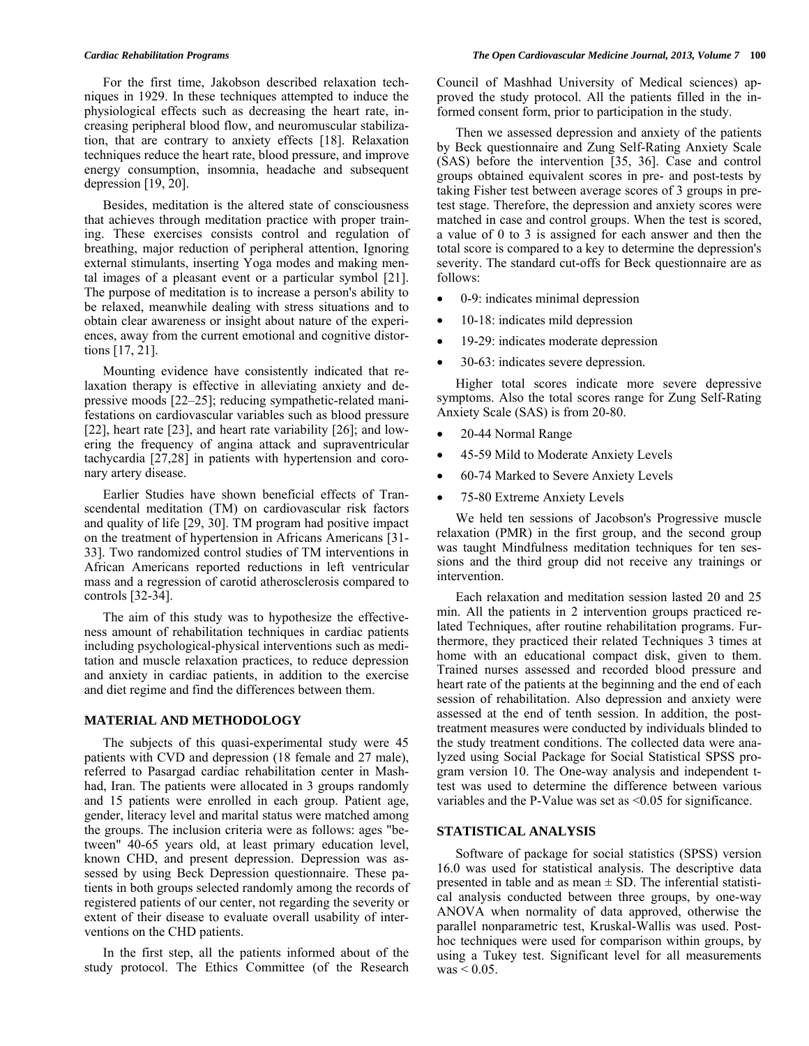For the first time, Jakobson described relaxation techniques in 1929. In these techniques attempted to induce the physiological effects such as decreasing the heart rate, increasing peripheral blood flow, and neuromuscular stabilization, that are contrary to anxiety effects [18]. Relaxation techniques reduce the heart rate, blood pressure, and improve energy consumption, insomnia, headache and subsequent depression [19, 20].

Besides, meditation is the altered state of consciousness that achieves through meditation practice with proper training. These exercises consists control and regulation of breathing, major reduction of peripheral attention, Ignoring external stimulants, inserting Yoga modes and making mental images of a pleasant event or a particular symbol [21]. The purpose of meditation is to increase a person's ability to be relaxed, meanwhile dealing with stress situations and to obtain clear awareness or insight about nature of the experiences, away from the current emotional and cognitive distortions [17, 21].

Mounting evidence have consistently indicated that relaxation therapy is effective in alleviating anxiety and depressive moods [22–25]; reducing sympathetic-related manifestations on cardiovascular variables such as blood pressure [22], heart rate [23], and heart rate variability [26]; and lowering the frequency of angina attack and supraventricular tachycardia [27,28] in patients with hypertension and coronary artery disease.

Earlier Studies have shown beneficial effects of Transcendental meditation (TM) on cardiovascular risk factors and quality of life [29, 30]. TM program had positive impact on the treatment of hypertension in Africans Americans [31-33]. Two randomized control studies of TM interventions in African Americans reported reductions in left ventricular mass and a regression of carotid atherosclerosis compared to controls [32-34].

The aim of this study was to hypothesize the effectiveness amount of rehabilitation techniques in cardiac patients including psychological-physical interventions such as meditation and muscle relaxation practices, to reduce depression and anxiety in cardiac patients, in addition to the exercise and diet regime and find the differences between them.

## MATERIAL AND METHODOLOGY

The subjects of this quasi-experimental study were 45 patients with CVD and depression (18 female and 27 male), referred to Pasargad cardiac rehabilitation center in Mashhad, Iran. The patients were allocated in 3 groups randomly and 15 patients were enrolled in each group. Patient age, gender, literacy level and marital status were matched among the groups. The inclusion criteria were as follows: ages "between" 40-65 years old, at least primary education level, known CHD, and present depression. Depression was assessed by using Beck Depression questionnaire. These patients in both groups selected randomly among the records of registered patients of our center, not regarding the severity or extent of their disease to evaluate overall usability of interventions on the CHD patients.

In the first step, all the patients informed about of the study protocol. The Ethics Committee (of the Research Council of Mashhad University of Medical sciences) approved the study protocol. All the patients filled in the informed consent form, prior to participation in the study.

Then we assessed depression and anxiety of the patients by Beck questionnaire and Zung Self-Rating Anxiety Scale (SAS) before the intervention [35, 36]. Case and control groups obtained equivalent scores in pre- and post-tests by taking Fisher test between average scores of 3 groups in pre-test stage. Therefore, the depression and anxiety scores were matched in case and control groups. When the test is scored, a value of 0 to 3 is assigned for each answer and then the total score is compared to a key to determine the depression's severity. The standard cut-offs for Beck questionnaire are as follows:

- 0-9: indicates minimal depression
- 10-18: indicates mild depression
- 19-29: indicates moderate depression
- 30-63: indicates severe depression.

Higher total scores indicate more severe depressive symptoms. Also the total scores range for Zung Self-Rating Anxiety Scale (SAS) is from 20-80.

- 20-44 Normal Range
- 45-59 Mild to Moderate Anxiety Levels
- 60-74 Marked to Severe Anxiety Levels
- 75-80 Extreme Anxiety Levels

We held ten sessions of Jacobson's Progressive muscle relaxation (PMR) in the first group, and the second group was taught Mindfulness meditation techniques for ten sessions and the third group did not receive any trainings or intervention.

Each relaxation and meditation session lasted 20 and 25 min. All the patients in 2 intervention groups practiced related Techniques, after routine rehabilitation programs. Furthermore, they practiced their related Techniques 3 times at home with an educational compact disk, given to them. Trained nurses assessed and recorded blood pressure and heart rate of the patients at the beginning and the end of each session of rehabilitation. Also depression and anxiety were assessed at the end of tenth session. In addition, the post-treatment measures were conducted by individuals blinded to the study treatment conditions. The collected data were analyzed using Social Package for Social Statistical SPSS program version 10. The One-way analysis and independent t-test was used to determine the difference between various variables and the P-Value was set as <0.05 for significance.

## STATISTICAL ANALYSIS

Software of package for social statistics (SPSS) version 16.0 was used for statistical analysis. The descriptive data presented in table and as mean ± SD. The inferential statistical analysis conducted between three groups, by one-way ANOVA when normality of data approved, otherwise the parallel nonparametric test, Kruskal-Wallis was used. Post-hoc techniques were used for comparison within groups, by using a Tukey test. Significant level for all measurements was < 0.05.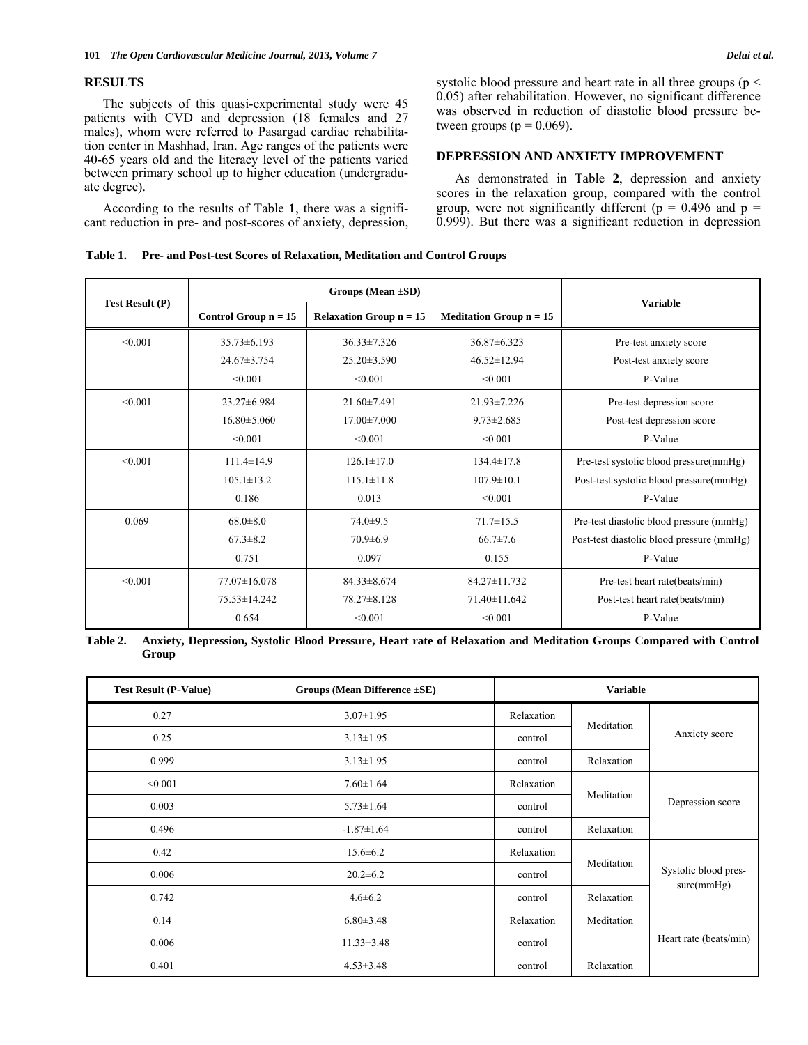## RESULTS

The subjects of this quasi-experimental study were 45 patients with CVD and depression (18 females and 27 males), whom were referred to Pasargad cardiac rehabilitation center in Mashhad, Iran. Age ranges of the patients were 40-65 years old and the literacy level of the patients varied between primary school up to higher education (undergraduate degree).

According to the results of Table **1**, there was a significant reduction in pre- and post-scores of anxiety, depression, systolic blood pressure and heart rate in all three groups ($p < 0.05$) after rehabilitation. However, no significant difference was observed in reduction of diastolic blood pressure between groups ($p = 0.069$).

## DEPRESSION AND ANXIETY IMPROVEMENT

As demonstrated in Table **2**, depression and anxiety scores in the relaxation group, compared with the control group, were not significantly different ($p = 0.496$ and $p = 0.999$). But there was a significant reduction in depression

**Table 1. Pre- and Post-test Scores of Relaxation, Meditation and Control Groups**

| Test Result (P) | Groups (Mean ±SD) | | | Variable |
|---|---|---|---|---|
| | Control Group n = 15 | Relaxation Group n = 15 | Meditation Group n = 15 | |
| <0.001 | 35.73±6.193 | 36.33±7.326 | 36.87±6.323 | Pre-test anxiety score |
| | 24.67±3.754 | 25.20±3.590 | 46.52±12.94 | Post-test anxiety score |
| | <0.001 | <0.001 | <0.001 | P-Value |
| <0.001 | 23.27±6.984 | 21.60±7.491 | 21.93±7.226 | Pre-test depression score |
| | 16.80±5.060 | 17.00±7.000 | 9.73±2.685 | Post-test depression score |
| | <0.001 | <0.001 | <0.001 | P-Value |
| <0.001 | 111.4±14.9 | 126.1±17.0 | 134.4±17.8 | Pre-test systolic blood pressure(mmHg) |
| | 105.1±13.2 | 115.1±11.8 | 107.9±10.1 | Post-test systolic blood pressure(mmHg) |
| | 0.186 | 0.013 | <0.001 | P-Value |
| 0.069 | 68.0±8.0 | 74.0±9.5 | 71.7±15.5 | Pre-test diastolic blood pressure (mmHg) |
| | 67.3±8.2 | 70.9±6.9 | 66.7±7.6 | Post-test diastolic blood pressure (mmHg) |
| | 0.751 | 0.097 | 0.155 | P-Value |
| <0.001 | 77.07±16.078 | 84.33±8.674 | 84.27±11.732 | Pre-test heart rate(beats/min) |
| | 75.53±14.242 | 78.27±8.128 | 71.40±11.642 | Post-test heart rate(beats/min) |
| | 0.654 | <0.001 | <0.001 | P-Value |

**Table 2. Anxiety, Depression, Systolic Blood Pressure, Heart rate of Relaxation and Meditation Groups Compared with Control Group**

| Test Result (P-Value) | Groups (Mean Difference ±SE) | Variable | | |
|---|---|---|---|---|
| 0.27 | 3.07±1.95 | Relaxation | Meditation | Anxiety score |
| 0.25 | 3.13±1.95 | control | | |
| 0.999 | 3.13±1.95 | control | Relaxation | |
| <0.001 | 7.60±1.64 | Relaxation | Meditation | Depression score |
| 0.003 | 5.73±1.64 | control | | |
| 0.496 | -1.87±1.64 | control | Relaxation | |
| 0.42 | 15.6±6.2 | Relaxation | Meditation | Systolic blood pressure(mmHg) |
| 0.006 | 20.2±6.2 | control | | |
| 0.742 | 4.6±6.2 | control | Relaxation | |
| 0.14 | 6.80±3.48 | Relaxation | Meditation | Heart rate (beats/min) |
| 0.006 | 11.33±3.48 | control | | |
| 0.401 | 4.53±3.48 | control | Relaxation | |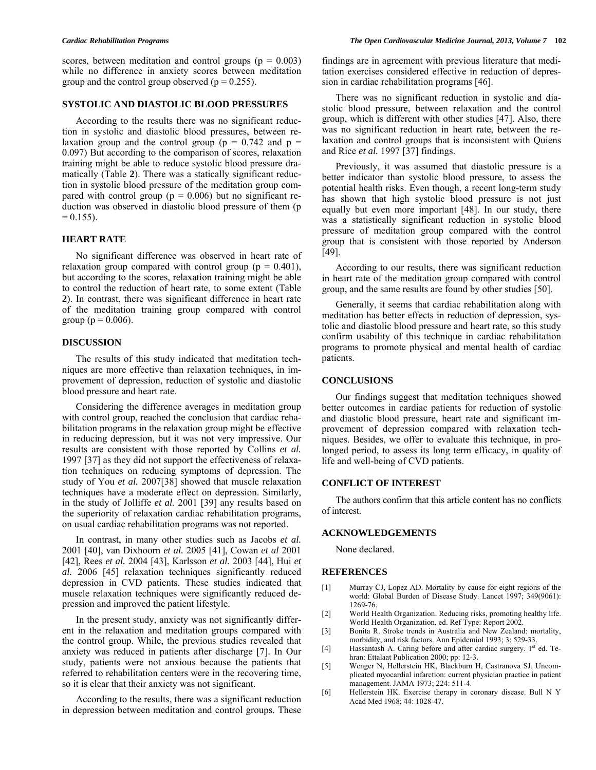scores, between meditation and control groups ($p = 0.003$) while no difference in anxiety scores between meditation group and the control group observed ($p = 0.255$).

## SYSTOLIC AND DIASTOLIC BLOOD PRESSURES

According to the results there was no significant reduction in systolic and diastolic blood pressures, between relaxation group and the control group ($p = 0.742$ and $p = 0.097$) But according to the comparison of scores, relaxation training might be able to reduce systolic blood pressure dramatically (Table **2**). There was a statically significant reduction in systolic blood pressure of the meditation group compared with control group ($p = 0.006$) but no significant reduction was observed in diastolic blood pressure of them ($p = 0.155$).

## HEART RATE

No significant difference was observed in heart rate of relaxation group compared with control group ($p = 0.401$), but according to the scores, relaxation training might be able to control the reduction of heart rate, to some extent (Table **2**). In contrast, there was significant difference in heart rate of the meditation training group compared with control group ($p = 0.006$).

## DISCUSSION

The results of this study indicated that meditation techniques are more effective than relaxation techniques, in improvement of depression, reduction of systolic and diastolic blood pressure and heart rate.

Considering the difference averages in meditation group with control group, reached the conclusion that cardiac rehabilitation programs in the relaxation group might be effective in reducing depression, but it was not very impressive. Our results are consistent with those reported by Collins *et al.* 1997 [37] as they did not support the effectiveness of relaxation techniques on reducing symptoms of depression. The study of You *et al.* 2007[38] showed that muscle relaxation techniques have a moderate effect on depression. Similarly, in the study of Jolliffe *et al.* 2001 [39] any results based on the superiority of relaxation cardiac rehabilitation programs, on usual cardiac rehabilitation programs was not reported.

In contrast, in many other studies such as Jacobs *et al.* 2001 [40], van Dixhoorn *et al.* 2005 [41], Cowan *et al* 2001 [42], Rees *et al.* 2004 [43], Karlsson *et al.* 2003 [44], Hui *et al.* 2006 [45] relaxation techniques significantly reduced depression in CVD patients. These studies indicated that muscle relaxation techniques were significantly reduced depression and improved the patient lifestyle.

In the present study, anxiety was not significantly different in the relaxation and meditation groups compared with the control group. While, the previous studies revealed that anxiety was reduced in patients after discharge [7]. In Our study, patients were not anxious because the patients that referred to rehabilitation centers were in the recovering time, so it is clear that their anxiety was not significant.

According to the results, there was a significant reduction in depression between meditation and control groups. These findings are in agreement with previous literature that meditation exercises considered effective in reduction of depression in cardiac rehabilitation programs [46].

There was no significant reduction in systolic and diastolic blood pressure, between relaxation and the control group, which is different with other studies [47]. Also, there was no significant reduction in heart rate, between the relaxation and control groups that is inconsistent with Quiens and Rice *et al.* 1997 [37] findings.

Previously, it was assumed that diastolic pressure is a better indicator than systolic blood pressure, to assess the potential health risks. Even though, a recent long-term study has shown that high systolic blood pressure is not just equally but even more important [48]. In our study, there was a statistically significant reduction in systolic blood pressure of meditation group compared with the control group that is consistent with those reported by Anderson [49].

According to our results, there was significant reduction in heart rate of the meditation group compared with control group, and the same results are found by other studies [50].

Generally, it seems that cardiac rehabilitation along with meditation has better effects in reduction of depression, systolic and diastolic blood pressure and heart rate, so this study confirm usability of this technique in cardiac rehabilitation programs to promote physical and mental health of cardiac patients.

## CONCLUSIONS

Our findings suggest that meditation techniques showed better outcomes in cardiac patients for reduction of systolic and diastolic blood pressure, heart rate and significant improvement of depression compared with relaxation techniques. Besides, we offer to evaluate this technique, in prolonged period, to assess its long term efficacy, in quality of life and well-being of CVD patients.

## CONFLICT OF INTEREST

The authors confirm that this article content has no conflicts of interest.

## ACKNOWLEDGEMENTS

None declared.

## REFERENCES

[1] Murray CJ, Lopez AD. Mortality by cause for eight regions of the world: Global Burden of Disease Study. Lancet 1997; 349(9061): 1269-76.

[2] World Health Organization. Reducing risks, promoting healthy life. World Health Organization, ed. Ref Type: Report 2002.

[3] Bonita R. Stroke trends in Australia and New Zealand: mortality, morbidity, and risk factors. Ann Epidemiol 1993; 3: 529-33.

[4] Hassantash A. Caring before and after cardiac surgery. 1st ed. Tehran: Ettalaat Publication 2000; pp: 12-3.

[5] Wenger N, Hellerstein HK, Blackburn H, Castranova SJ. Uncomplicated myocardial infarction: current physician practice in patient management. JAMA 1973; 224: 511-4.

[6] Hellerstein HK. Exercise therapy in coronary disease. Bull N Y Acad Med 1968; 44: 1028-47.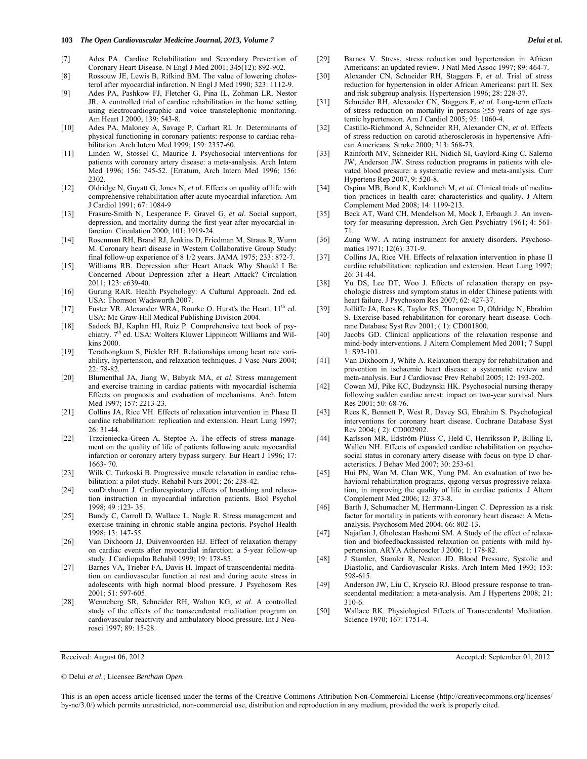[7] Ades PA. Cardiac Rehabilitation and Secondary Prevention of Coronary Heart Disease. N Engl J Med 2001; 345(12): 892-902.

[8] Rossouw JE, Lewis B, Rifkind BM. The value of lowering cholesterol after myocardial infarction. N Engl J Med 1990; 323: 1112-9.

[9] Ades PA, Pashkow FJ, Fletcher G, Pina IL, Zohman LR, Nestor JR. A controlled trial of cardiac rehabilitation in the home setting using electrocardiographic and voice transtelephonic monitoring. Am Heart J 2000; 139: 543-8.

[10] Ades PA, Maloney A, Savage P, Carhart RL Jr. Determinants of physical functioning in coronary patients: response to cardiac rehabilitation. Arch Intern Med 1999; 159: 2357-60.

[11] Linden W, Stossel C, Maurice J. Psychosocial interventions for patients with coronary artery disease: a meta-analysis. Arch Intern Med 1996; 156: 745-52. [Erratum, Arch Intern Med 1996; 156: 2302.

[12] Oldridge N, Guyatt G, Jones N, *et al*. Effects on quality of life with comprehensive rehabilitation after acute myocardial infarction. Am J Cardiol 1991; 67: 1084-9

[13] Frasure-Smith N, Lesperance F, Gravel G, *et al*. Social support, depression, and mortality during the first year after myocardial infarction. Circulation 2000; 101: 1919-24.

[14] Rosenman RH, Brand RJ, Jenkins D, Friedman M, Straus R, Wurm M. Coronary heart disease in Western Collaborative Group Study: final follow-up experience of 8 1/2 years. JAMA 1975; 233: 872-7.

[15] Williams RB. Depression after Heart Attack Why Should I Be Concerned About Depression after a Heart Attack? Circulation 2011; 123: e639-40.

[16] Gurung RAR. Health Psychology: A Cultural Approach. 2nd ed. USA: Thomson Wadsworth 2007.

[17] Fuster VR. Alexander WRA, Rourke O. Hurst's the Heart. 11th ed. USA: Mc Graw-Hill Medical Publishing Division 2004.

[18] Sadock BJ, Kaplan HI, Ruiz P. Comprehensive text book of psychiatry. 7th ed. USA: Wolters Kluwer Lippincott Williams and Wilkins 2000.

[19] Terathongkum S, Pickler RH. Relationships among heart rate variability, hypertension, and relaxation techniques. J Vasc Nurs 2004; 22: 78-82.

[20] Blumenthal JA, Jiang W, Babyak MA, *et al*. Stress management and exercise training in cardiac patients with myocardial ischemia Effects on prognosis and evaluation of mechanisms. Arch Intern Med 1997; 157: 2213-23.

[21] Collins JA, Rice VH. Effects of relaxation intervention in Phase II cardiac rehabilitation: replication and extension. Heart Lung 1997; 26: 31-44.

[22] Trzcieniecka-Green A, Steptoe A. The effects of stress management on the quality of life of patients following acute myocardial infarction or coronary artery bypass surgery. Eur Heart J 1996; 17: 1663- 70.

[23] Wilk C, Turkoski B. Progressive muscle relaxation in cardiac rehabilitation: a pilot study. Rehabil Nurs 2001; 26: 238-42.

[24] vanDixhoorn J. Cardiorespiratory effects of breathing and relaxation instruction in myocardial infarction patients. Biol Psychol 1998; 49 :123- 35.

[25] Bundy C, Carroll D, Wallace L, Nagle R. Stress management and exercise training in chronic stable angina pectoris. Psychol Health 1998; 13: 147-55.

[26] Van Dixhoorn JJ, Duivenvoorden HJ. Effect of relaxation therapy on cardiac events after myocardial infarction: a 5-year follow-up study. J Cardiopulm Rehabil 1999; 19: 178-85.

[27] Barnes VA, Trieber FA, Davis H. Impact of transcendental meditation on cardiovascular function at rest and during acute stress in adolescents with high normal blood pressure. J Psychosom Res 2001; 51: 597-605.

[28] Wenneberg SR, Schneider RH, Walton KG, *et al*. A controlled study of the effects of the transcendental meditation program on cardiovascular reactivity and ambulatory blood pressure. Int J Neurosci 1997; 89: 15-28.

[29] Barnes V. Stress, stress reduction and hypertension in African Americans: an updated review. J Natl Med Assoc 1997; 89: 464-7.

[30] Alexander CN, Schneider RH, Staggers F, *et al*. Trial of stress reduction for hypertension in older African Americans: part II. Sex and risk subgroup analysis. Hypertension 1996; 28: 228-37.

[31] Schneider RH, Alexander CN, Staggers F, *et al*. Long-term effects of stress reduction on mortality in persons ≥55 years of age systemic hypertension. Am J Cardiol 2005; 95: 1060-4.

[32] Castillo-Richmond A, Schneider RH, Alexander CN, *et al*. Effects of stress reduction on carotid atherosclerosis in hypertensive African Americans. Stroke 2000; 313: 568-73.

[33] Rainforth MV, Schneider RH, Nidich SI, Gaylord-King C, Salerno JW, Anderson JW. Stress reduction programs in patients with elevated blood pressure: a systematic review and meta-analysis. Curr Hypertens Rep 2007, 9: 520-8.

[34] Ospina MB, Bond K, Karkhaneh M, *et al*. Clinical trials of meditation practices in health care: characteristics and quality. J Altern Complement Med 2008; 14: 1199-213.

[35] Beck AT, Ward CH, Mendelson M, Mock J, Erbaugh J. An inventory for measuring depression. Arch Gen Psychiatry 1961; 4: 561-71.

[36] Zung WW. A rating instrument for anxiety disorders. Psychosomatics 1971; 12(6): 371-9.

[37] Collins JA, Rice VH. Effects of relaxation intervention in phase II cardiac rehabilitation: replication and extension. Heart Lung 1997; 26: 31-44.

[38] Yu DS, Lee DT, Woo J. Effects of relaxation therapy on psychologic distress and symptom status in older Chinese patients with heart failure. J Psychosom Res 2007; 62: 427-37.

[39] Jolliffe JA, Rees K, Taylor RS, Thompson D, Oldridge N, Ebrahim S. Exercise-based rehabilitation for coronary heart disease. Cochrane Database Syst Rev 2001; ( 1): CD001800.

[40] Jacobs GD. Clinical applications of the relaxation response and mind-body interventions. J Altern Complement Med 2001; 7 Suppl 1: S93-101.

[41] Van Dixhoorn J, White A. Relaxation therapy for rehabilitation and prevention in ischaemic heart disease: a systematic review and meta-analysis. Eur J Cardiovasc Prev Rehabil 2005; 12: 193-202.

[42] Cowan MJ, Pike KC, Budzynski HK. Psychosocial nursing therapy following sudden cardiac arrest: impact on two-year survival. Nurs Res 2001; 50: 68-76.

[43] Rees K, Bennett P, West R, Davey SG, Ebrahim S. Psychological interventions for coronary heart disease. Cochrane Database Syst Rev 2004; ( 2): CD002902.

[44] Karlsson MR, Edström-Plüss C, Held C, Henriksson P, Billing E, Wallén NH. Effects of expanded cardiac rehabilitation on psychosocial status in coronary artery disease with focus on type D characteristics. J Behav Med 2007; 30: 253-61.

[45] Hui PN, Wan M, Chan WK, Yung PM. An evaluation of two behavioral rehabilitation programs, qigong versus progressive relaxation, in improving the quality of life in cardiac patients. J Altern Complement Med 2006; 12: 373-8.

[46] Barth J, Schumacher M, Herrmann-Lingen C. Depression as a risk factor for mortality in patients with coronary heart disease: A Meta-analysis. Psychosom Med 2004; 66: 802-13.

[47] Najafian J, Gholestan Hashemi SM. A Study of the effect of relaxation and biofeedbackassisted relaxation on patients with mild hypertension. ARYA Atheroscler J 2006; 1: 178-82.

[48] J Stamler, Stamler R, Neaton JD. Blood Pressure, Systolic and Diastolic, and Cardiovascular Risks. Arch Intern Med 1993; 153: 598-615.

[49] Anderson JW, Liu C, Kryscio RJ. Blood pressure response to transcendental meditation: a meta-analysis. Am J Hypertens 2008; 21: 310-6.

[50] Wallace RK. Physiological Effects of Transcendental Meditation. Science 1970; 167: 1751-4.

Received: August 06, 2012 Accepted: September 01, 2012

© Delui *et al.*; Licensee *Bentham Open.*

This is an open access article licensed under the terms of the Creative Commons Attribution Non-Commercial License (http://creativecommons.org/licenses/by-nc/3.0/) which permits unrestricted, non-commercial use, distribution and reproduction in any medium, provided the work is properly cited.